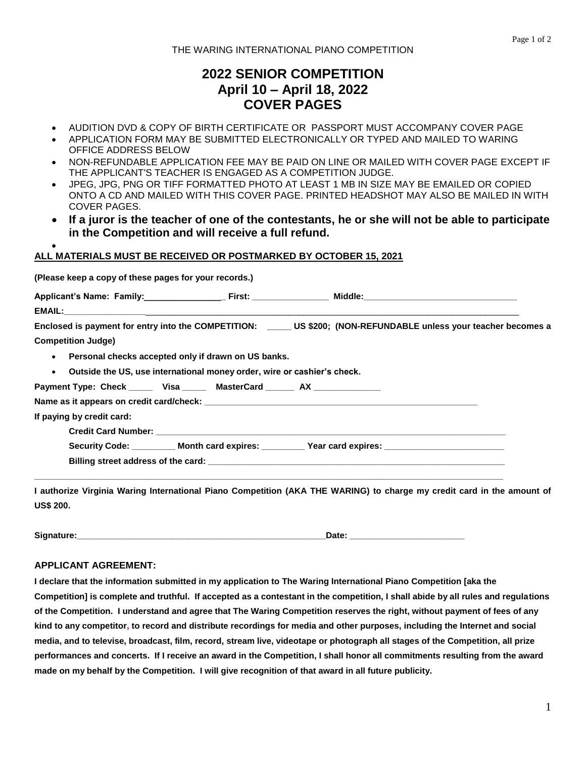THE WARING INTERNATIONAL PIANO COMPETITION

# 2022 SENIOR COMPETITION
# April 10 – April 18, 2022
# COVER PAGES

- AUDITION DVD & COPY OF BIRTH CERTIFICATE OR PASSPORT MUST ACCOMPANY COVER PAGE
- APPLICATION FORM MAY BE SUBMITTED ELECTRONICALLY OR TYPED AND MAILED TO WARING OFFICE ADDRESS BELOW
- NON-REFUNDABLE APPLICATION FEE MAY BE PAID ON LINE OR MAILED WITH COVER PAGE EXCEPT IF THE APPLICANT'S TEACHER IS ENGAGED AS A COMPETITION JUDGE.
- JPEG, JPG, PNG OR TIFF FORMATTED PHOTO AT LEAST 1 MB IN SIZE MAY BE EMAILED OR COPIED ONTO A CD AND MAILED WITH THIS COVER PAGE. PRINTED HEADSHOT MAY ALSO BE MAILED IN WITH COVER PAGES.
- **If a juror is the teacher of one of the contestants, he or she will not be able to participate in the Competition and will receive a full refund.**

**ALL MATERIALS MUST BE RECEIVED OR POSTMARKED BY OCTOBER 15, 2021**

**(Please keep a copy of these pages for your records.)**

**Applicant's Name: Family:________________ First: ________________ Middle:________________________________**

**EMAIL:_____________________________________________________________________________________________**

**Enclosed is payment for entry into the COMPETITION: _____ US $200; (NON-REFUNDABLE unless your teacher becomes a Competition Judge)**

- **Personal checks accepted only if drawn on US banks.**
- **Outside the US, use international money order, wire or cashier's check.**

**Payment Type: Check _____ Visa _____ MasterCard ______ AX ______________**

**Name as it appears on credit card/check: ____________________________________________________________**

**If paying by credit card:**

**Credit Card Number: _______________________________________________________________________________**

**Security Code: _________ Month card expires: _________ Year card expires: _________________________**

**Billing street address of the card: ________________________________________________________________**

_____________________________________________________________________________________________________

**I authorize Virginia Waring International Piano Competition (AKA THE WARING) to charge my credit card in the amount of US$ 200.**

**Signature:______________________________________________________Date: ________________________**

**APPLICANT AGREEMENT:**

**I declare that the information submitted in my application to The Waring International Piano Competition [aka the Competition] is complete and truthful. If accepted as a contestant in the competition, I shall abide by all rules and regulations of the Competition. I understand and agree that The Waring Competition reserves the right, without payment of fees of any kind to any competitor, to record and distribute recordings for media and other purposes, including the Internet and social media, and to televise, broadcast, film, record, stream live, videotape or photograph all stages of the Competition, all prize performances and concerts. If I receive an award in the Competition, I shall honor all commitments resulting from the award made on my behalf by the Competition. I will give recognition of that award in all future publicity.**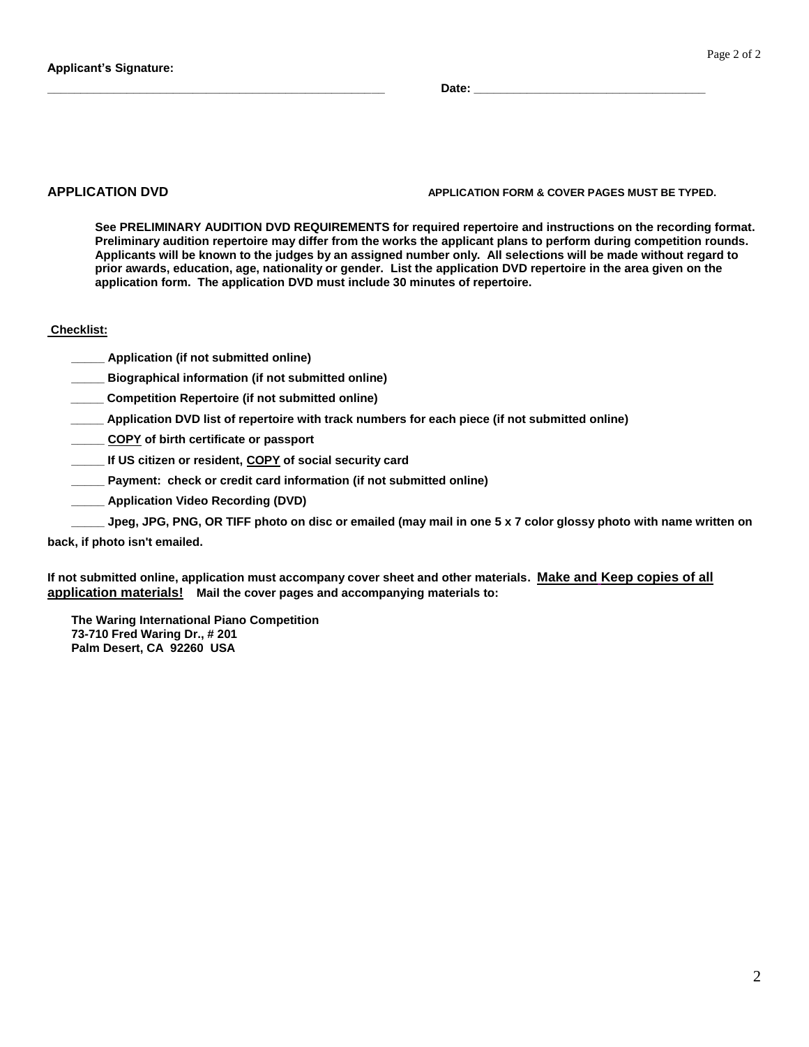**Applicant's Signature:**

\_\_\_\_\_\_\_\_\_\_\_\_\_\_\_\_\_\_\_\_\_\_\_\_\_\_\_\_\_\_\_\_\_\_\_\_\_\_\_\_\_\_\_\_\_\_\_\_\_\_ **Date:** \_\_\_\_\_\_\_\_\_\_\_\_\_\_\_\_\_\_\_\_\_\_\_\_\_\_\_\_\_\_\_\_\_\_\_\_

## APPLICATION DVD

**APPLICATION FORM & COVER PAGES MUST BE TYPED.**

**See PRELIMINARY AUDITION DVD REQUIREMENTS for required repertoire and instructions on the recording format. Preliminary audition repertoire may differ from the works the applicant plans to perform during competition rounds. Applicants will be known to the judges by an assigned number only. All selections will be made without regard to prior awards, education, age, nationality or gender. List the application DVD repertoire in the area given on the application form. The application DVD must include 30 minutes of repertoire.**

**Checklist:**

- \_\_\_\_\_ **Application (if not submitted online)**
- \_\_\_\_\_ **Biographical information (if not submitted online)**
- \_\_\_\_\_ **Competition Repertoire (if not submitted online)**
- \_\_\_\_\_ **Application DVD list of repertoire with track numbers for each piece (if not submitted online)**
- \_\_\_\_\_ **COPY of birth certificate or passport**
- \_\_\_\_\_ **If US citizen or resident, COPY of social security card**
- \_\_\_\_\_ **Payment: check or credit card information (if not submitted online)**
- \_\_\_\_\_ **Application Video Recording (DVD)**
- \_\_\_\_\_ **Jpeg, JPG, PNG, OR TIFF photo on disc or emailed (may mail in one 5 x 7 color glossy photo with name written on back, if photo isn't emailed.**

**If not submitted online, application must accompany cover sheet and other materials. Make and Keep copies of all application materials! Mail the cover pages and accompanying materials to:**

**The Waring International Piano Competition**
**73-710 Fred Waring Dr., # 201**
**Palm Desert, CA 92260 USA**